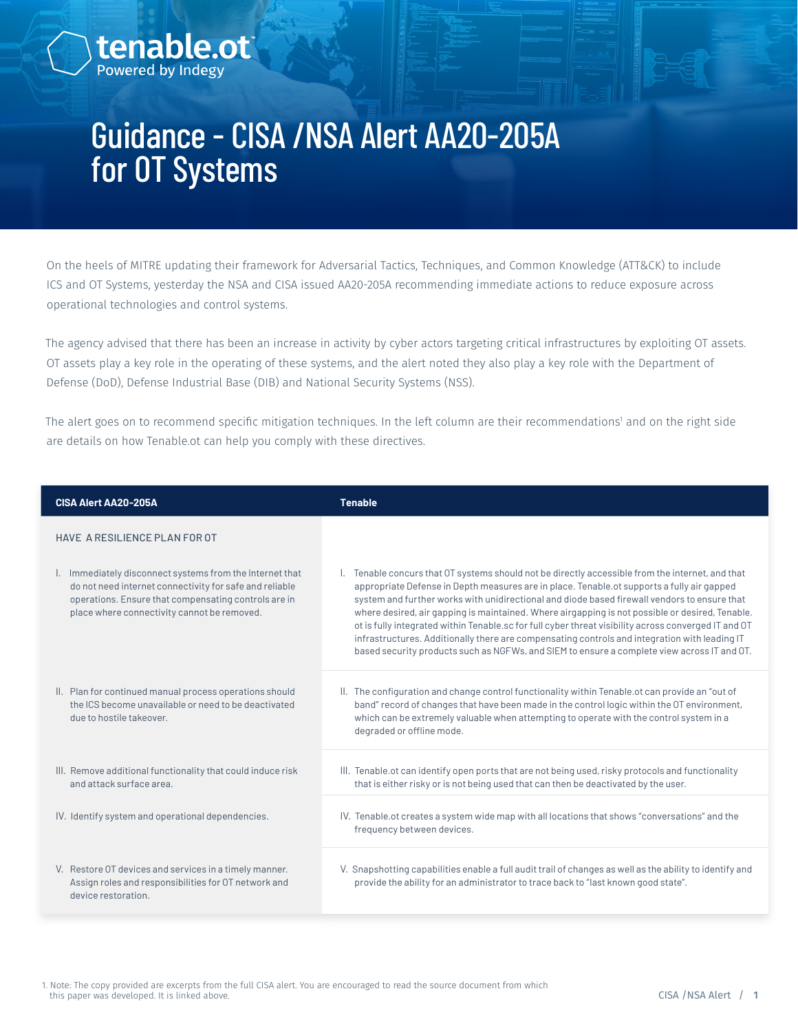tenable.ot
Powered by Indegy

# Guidance - CISA /NSA Alert AA20-205A for OT Systems

On the heels of MITRE updating their framework for Adversarial Tactics, Techniques, and Common Knowledge (ATT&CK) to include ICS and OT Systems, yesterday the NSA and CISA issued AA20-205A recommending immediate actions to reduce exposure across operational technologies and control systems.

The agency advised that there has been an increase in activity by cyber actors targeting critical infrastructures by exploiting OT assets. OT assets play a key role in the operating of these systems, and the alert noted they also play a key role with the Department of Defense (DoD), Defense Industrial Base (DIB) and National Security Systems (NSS).

The alert goes on to recommend specific mitigation techniques. In the left column are their recommendations[1] and on the right side are details on how Tenable.ot can help you comply with these directives.

| CISA Alert AA20-205A | Tenable |
| --- | --- |
| HAVE A RESILIENCE PLAN FOR OT | |
| I. Immediately disconnect systems from the Internet that do not need internet connectivity for safe and reliable operations. Ensure that compensating controls are in place where connectivity cannot be removed. | I. Tenable concurs that OT systems should not be directly accessible from the internet, and that appropriate Defense in Depth measures are in place. Tenable.ot supports a fully air gapped system and further works with unidirectional and diode based firewall vendors to ensure that where desired, air gapping is maintained. Where airgapping is not possible or desired, Tenable.ot is fully integrated within Tenable.sc for full cyber threat visibility across converged IT and OT infrastructures. Additionally there are compensating controls and integration with leading IT based security products such as NGFWs, and SIEM to ensure a complete view across IT and OT. |
| II. Plan for continued manual process operations should the ICS become unavailable or need to be deactivated due to hostile takeover. | II. The configuration and change control functionality within Tenable.ot can provide an "out of band" record of changes that have been made in the control logic within the OT environment, which can be extremely valuable when attempting to operate with the control system in a degraded or offline mode. |
| III. Remove additional functionality that could induce risk and attack surface area. | III. Tenable.ot can identify open ports that are not being used, risky protocols and functionality that is either risky or is not being used that can then be deactivated by the user. |
| IV. Identify system and operational dependencies. | IV. Tenable.ot creates a system wide map with all locations that shows "conversations" and the frequency between devices. |
| V. Restore OT devices and services in a timely manner. Assign roles and responsibilities for OT network and device restoration. | V. Snapshotting capabilities enable a full audit trail of changes as well as the ability to identify and provide the ability for an administrator to trace back to "last known good state". |

1. Note: The copy provided are excerpts from the full CISA alert. You are encouraged to read the source document from which this paper was developed. It is linked above.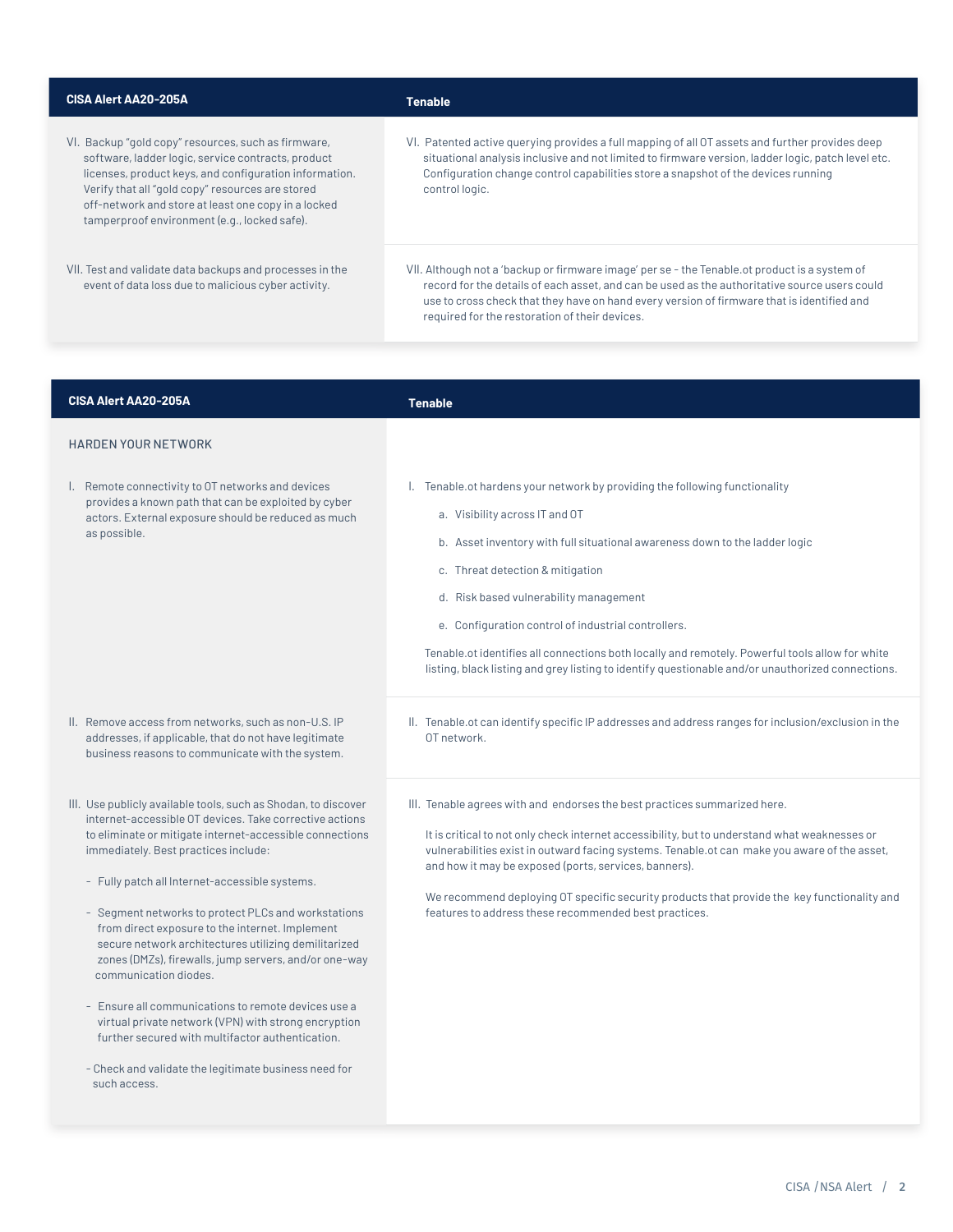| CISA Alert AA20-205A | Tenable |
| --- | --- |
| VI. Backup "gold copy" resources, such as firmware, software, ladder logic, service contracts, product licenses, product keys, and configuration information. Verify that all "gold copy" resources are stored off-network and store at least one copy in a locked tamperproof environment (e.g., locked safe). | VI. Patented active querying provides a full mapping of all OT assets and further provides deep situational analysis inclusive and not limited to firmware version, ladder logic, patch level etc. Configuration change control capabilities store a snapshot of the devices running control logic. |
| VII. Test and validate data backups and processes in the event of data loss due to malicious cyber activity. | VII. Although not a 'backup or firmware image' per se - the Tenable.ot product is a system of record for the details of each asset, and can be used as the authoritative source users could use to cross check that they have on hand every version of firmware that is identified and required for the restoration of their devices. |

| CISA Alert AA20-205A | Tenable |
| --- | --- |
| HARDEN YOUR NETWORK | |
| I. Remote connectivity to OT networks and devices provides a known path that can be exploited by cyber actors. External exposure should be reduced as much as possible. | I. Tenable.ot hardens your network by providing the following functionality<br>a. Visibility across IT and OT<br>b. Asset inventory with full situational awareness down to the ladder logic<br>c. Threat detection & mitigation<br>d. Risk based vulnerability management<br>e. Configuration control of industrial controllers.<br>Tenable.ot identifies all connections both locally and remotely. Powerful tools allow for white listing, black listing and grey listing to identify questionable and/or unauthorized connections. |
| II. Remove access from networks, such as non-U.S. IP addresses, if applicable, that do not have legitimate business reasons to communicate with the system. | II. Tenable.ot can identify specific IP addresses and address ranges for inclusion/exclusion in the OT network. |
| III. Use publicly available tools, such as Shodan, to discover internet-accessible OT devices. Take corrective actions to eliminate or mitigate internet-accessible connections immediately. Best practices include:<br>- Fully patch all Internet-accessible systems.<br>- Segment networks to protect PLCs and workstations from direct exposure to the internet. Implement secure network architectures utilizing demilitarized zones (DMZs), firewalls, jump servers, and/or one-way communication diodes.<br>- Ensure all communications to remote devices use a virtual private network (VPN) with strong encryption further secured with multifactor authentication.<br>- Check and validate the legitimate business need for such access. | III. Tenable agrees with and endorses the best practices summarized here.<br>It is critical to not only check internet accessibility, but to understand what weaknesses or vulnerabilities exist in outward facing systems. Tenable.ot can make you aware of the asset, and how it may be exposed (ports, services, banners).<br>We recommend deploying OT specific security products that provide the key functionality and features to address these recommended best practices. |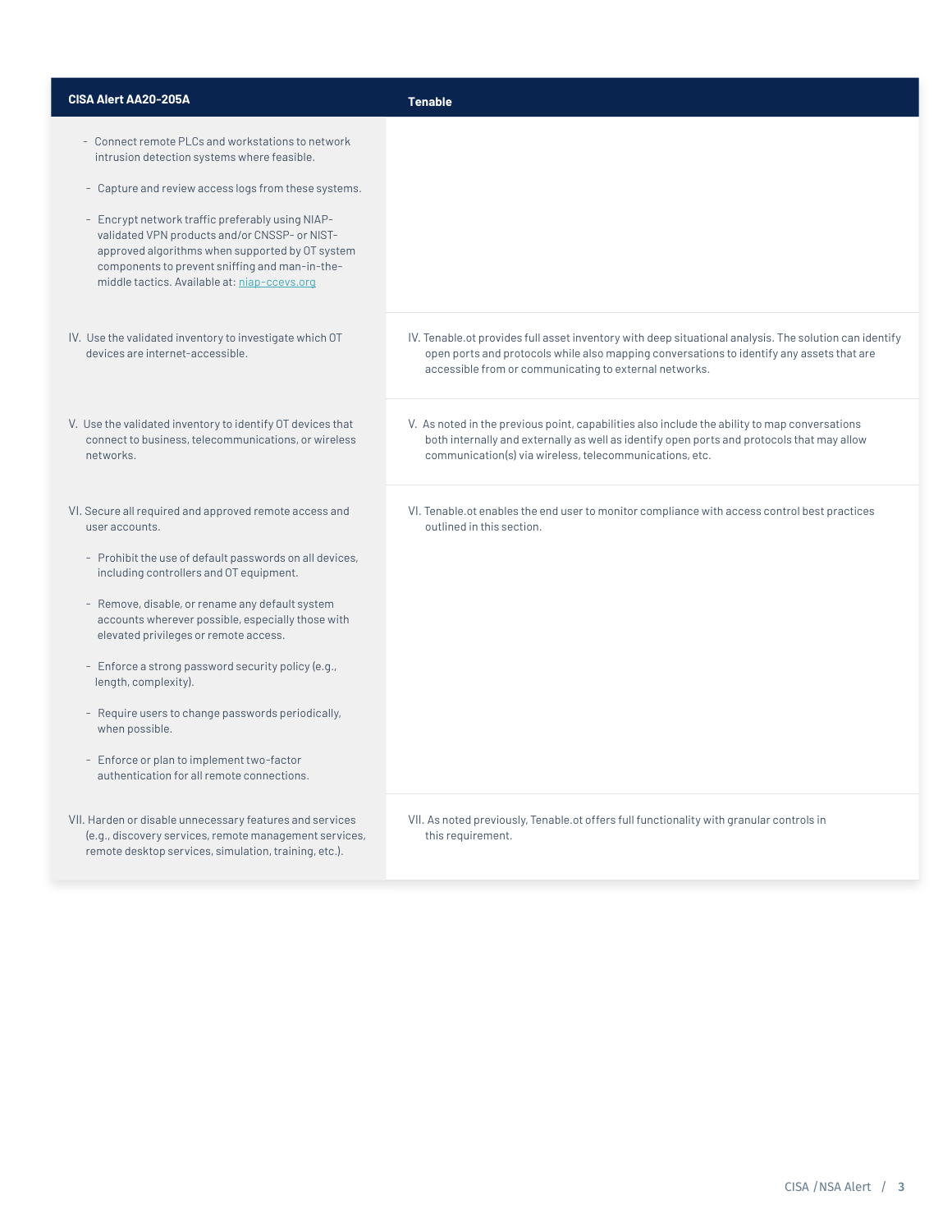| CISA Alert AA20-205A | Tenable |
|---|---|
| - Connect remote PLCs and workstations to network intrusion detection systems where feasible.<br>- Capture and review access logs from these systems.<br>- Encrypt network traffic preferably using NIAP-validated VPN products and/or CNSSP- or NIST-approved algorithms when supported by OT system components to prevent sniffing and man-in-the-middle tactics. Available at: niap-ccevs.org | |
| IV. Use the validated inventory to investigate which OT devices are internet-accessible. | IV. Tenable.ot provides full asset inventory with deep situational analysis. The solution can identify open ports and protocols while also mapping conversations to identify any assets that are accessible from or communicating to external networks. |
| V. Use the validated inventory to identify OT devices that connect to business, telecommunications, or wireless networks. | V. As noted in the previous point, capabilities also include the ability to map conversations both internally and externally as well as identify open ports and protocols that may allow communication(s) via wireless, telecommunications, etc. |
| VI. Secure all required and approved remote access and user accounts.<br>- Prohibit the use of default passwords on all devices, including controllers and OT equipment.<br>- Remove, disable, or rename any default system accounts wherever possible, especially those with elevated privileges or remote access.<br>- Enforce a strong password security policy (e.g., length, complexity).<br>- Require users to change passwords periodically, when possible.<br>- Enforce or plan to implement two-factor authentication for all remote connections. | VI. Tenable.ot enables the end user to monitor compliance with access control best practices outlined in this section. |
| VII. Harden or disable unnecessary features and services (e.g., discovery services, remote management services, remote desktop services, simulation, training, etc.). | VII. As noted previously, Tenable.ot offers full functionality with granular controls in this requirement. |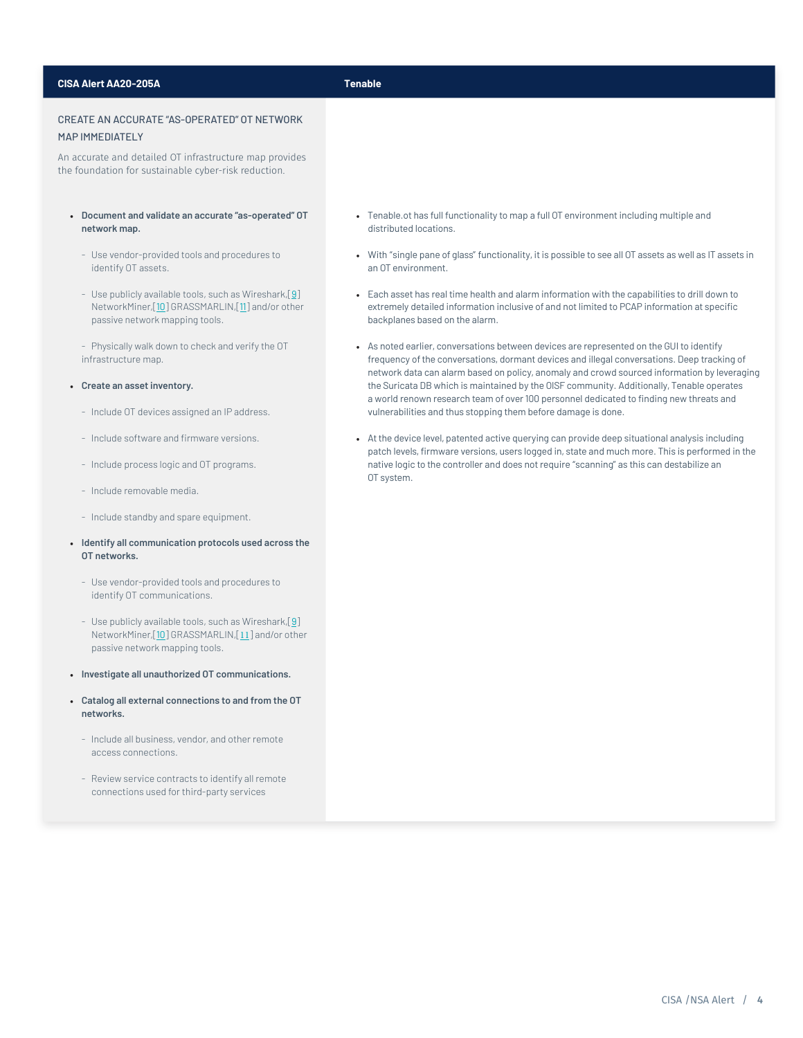| CISA Alert AA20-205A | Tenable |
| --- | --- |
| CREATE AN ACCURATE "AS-OPERATED" OT NETWORK MAP IMMEDIATELY<br><br>An accurate and detailed OT infrastructure map provides the foundation for sustainable cyber-risk reduction. | |
| • **Document and validate an accurate "as-operated" OT network map.**<br>- Use vendor-provided tools and procedures to identify OT assets.<br>- Use publicly available tools, such as Wireshark,[9] NetworkMiner,[10] GRASSMARLIN,[11] and/or other passive network mapping tools.<br>- Physically walk down to check and verify the OT infrastructure map.<br>• **Create an asset inventory.**<br>- Include OT devices assigned an IP address.<br>- Include software and firmware versions.<br>- Include process logic and OT programs.<br>- Include removable media.<br>- Include standby and spare equipment.<br>• **Identify all communication protocols used across the OT networks.**<br>- Use vendor-provided tools and procedures to identify OT communications.<br>- Use publicly available tools, such as Wireshark,[9] NetworkMiner,[10] GRASSMARLIN,[11] and/or other passive network mapping tools.<br>• **Investigate all unauthorized OT communications.**<br>• **Catalog all external connections to and from the OT networks.**<br>- Include all business, vendor, and other remote access connections.<br>- Review service contracts to identify all remote connections used for third-party services | • Tenable.ot has full functionality to map a full OT environment including multiple and distributed locations.<br>• With "single pane of glass" functionality, it is possible to see all OT assets as well as IT assets in an OT environment.<br>• Each asset has real time health and alarm information with the capabilities to drill down to extremely detailed information inclusive of and not limited to PCAP information at specific backplanes based on the alarm.<br>• As noted earlier, conversations between devices are represented on the GUI to identify frequency of the conversations, dormant devices and illegal conversations. Deep tracking of network data can alarm based on policy, anomaly and crowd sourced information by leveraging the Suricata DB which is maintained by the OISF community. Additionally, Tenable operates a world renown research team of over 100 personnel dedicated to finding new threats and vulnerabilities and thus stopping them before damage is done.<br>• At the device level, patented active querying can provide deep situational analysis including patch levels, firmware versions, users logged in, state and much more. This is performed in the native logic to the controller and does not require "scanning" as this can destabilize an OT system. |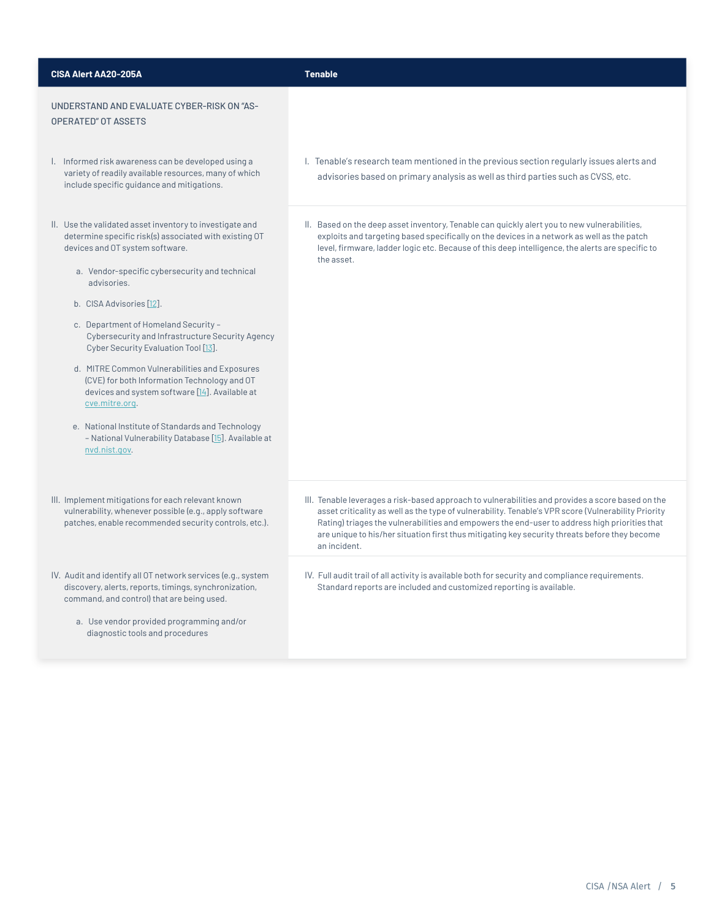| CISA Alert AA20-205A | Tenable |
|---|---|
| UNDERSTAND AND EVALUATE CYBER-RISK ON "AS-OPERATED" OT ASSETS | |
| I. Informed risk awareness can be developed using a variety of readily available resources, many of which include specific guidance and mitigations. | I. Tenable's research team mentioned in the previous section regularly issues alerts and advisories based on primary analysis as well as third parties such as CVSS, etc. |
| II. Use the validated asset inventory to investigate and determine specific risk(s) associated with existing OT devices and OT system software.<br><br>a. Vendor-specific cybersecurity and technical advisories.<br><br>b. CISA Advisories [12].<br><br>c. Department of Homeland Security – Cybersecurity and Infrastructure Security Agency Cyber Security Evaluation Tool [13].<br><br>d. MITRE Common Vulnerabilities and Exposures (CVE) for both Information Technology and OT devices and system software [14]. Available at cve.mitre.org.<br><br>e. National Institute of Standards and Technology – National Vulnerability Database [15]. Available at nvd.nist.gov. | II. Based on the deep asset inventory, Tenable can quickly alert you to new vulnerabilities, exploits and targeting based specifically on the devices in a network as well as the patch level, firmware, ladder logic etc. Because of this deep intelligence, the alerts are specific to the asset. |
| III. Implement mitigations for each relevant known vulnerability, whenever possible (e.g., apply software patches, enable recommended security controls, etc.). | III. Tenable leverages a risk-based approach to vulnerabilities and provides a score based on the asset criticality as well as the type of vulnerability. Tenable's VPR score (Vulnerability Priority Rating) triages the vulnerabilities and empowers the end-user to address high priorities that are unique to his/her situation first thus mitigating key security threats before they become an incident. |
| IV. Audit and identify all OT network services (e.g., system discovery, alerts, reports, timings, synchronization, command, and control) that are being used.<br><br>a. Use vendor provided programming and/or diagnostic tools and procedures | IV. Full audit trail of all activity is available both for security and compliance requirements. Standard reports are included and customized reporting is available. |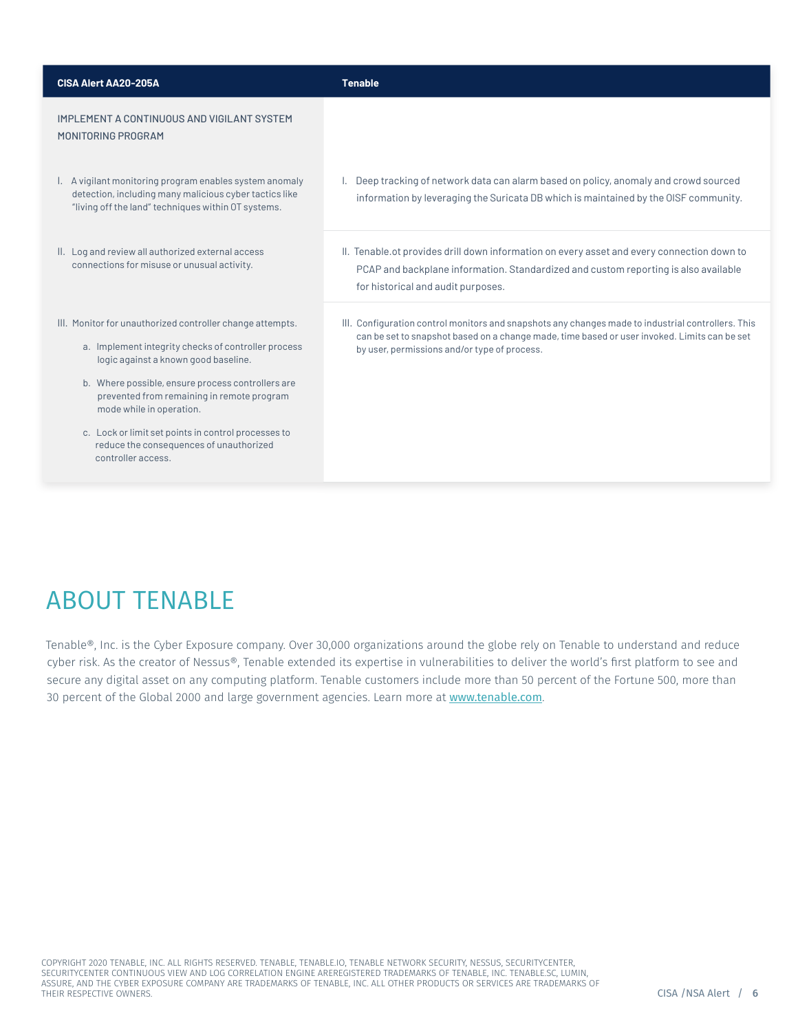| CISA Alert AA20-205A | Tenable |
|---|---|
| IMPLEMENT A CONTINUOUS AND VIGILANT SYSTEM MONITORING PROGRAM | |
| I. A vigilant monitoring program enables system anomaly detection, including many malicious cyber tactics like "living off the land" techniques within OT systems. | I. Deep tracking of network data can alarm based on policy, anomaly and crowd sourced information by leveraging the Suricata DB which is maintained by the OISF community. |
| II. Log and review all authorized external access connections for misuse or unusual activity. | II. Tenable.ot provides drill down information on every asset and every connection down to PCAP and backplane information. Standardized and custom reporting is also available for historical and audit purposes. |
| III. Monitor for unauthorized controller change attempts.<br>a. Implement integrity checks of controller process logic against a known good baseline.<br>b. Where possible, ensure process controllers are prevented from remaining in remote program mode while in operation.<br>c. Lock or limit set points in control processes to reduce the consequences of unauthorized controller access. | III. Configuration control monitors and snapshots any changes made to industrial controllers. This can be set to snapshot based on a change made, time based or user invoked. Limits can be set by user, permissions and/or type of process. |

## ABOUT TENABLE

Tenable®, Inc. is the Cyber Exposure company. Over 30,000 organizations around the globe rely on Tenable to understand and reduce cyber risk. As the creator of Nessus®, Tenable extended its expertise in vulnerabilities to deliver the world's first platform to see and secure any digital asset on any computing platform. Tenable customers include more than 50 percent of the Fortune 500, more than 30 percent of the Global 2000 and large government agencies. Learn more at www.tenable.com.

COPYRIGHT 2020 TENABLE, INC. ALL RIGHTS RESERVED. TENABLE, TENABLE.IO, TENABLE NETWORK SECURITY, NESSUS, SECURITYCENTER, SECURITYCENTER CONTINUOUS VIEW AND LOG CORRELATION ENGINE AREREGISTERED TRADEMARKS OF TENABLE, INC. TENABLE.SC, LUMIN, ASSURE, AND THE CYBER EXPOSURE COMPANY ARE TRADEMARKS OF TENABLE, INC. ALL OTHER PRODUCTS OR SERVICES ARE TRADEMARKS OF THEIR RESPECTIVE OWNERS.